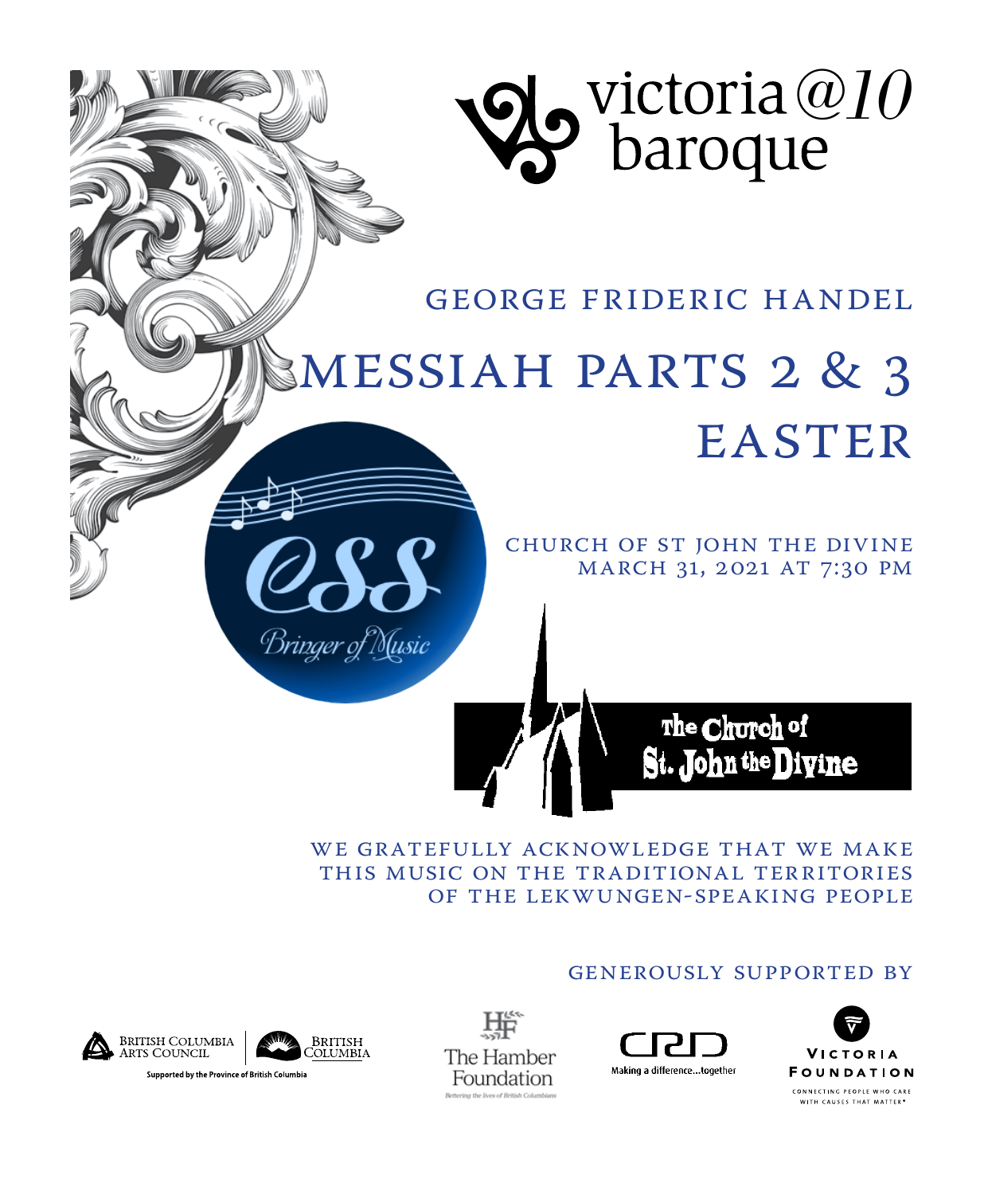victoria@10 baroque

## GEORGE FRIDERIC HANDEL

# MESSIAH PARTS 2 & 3
# EASTER

CHURCH OF ST JOHN THE DIVINE
MARCH 31, 2021 AT 7:30 PM

CSS Bringer of Music

The Church of St. John the Divine

WE GRATEFULLY ACKNOWLEDGE THAT WE MAKE THIS MUSIC ON THE TRADITIONAL TERRITORIES OF THE LEKWUNGEN-SPEAKING PEOPLE

GENEROUSLY SUPPORTED BY

British Columbia Arts Council | British Columbia
Supported by the Province of British Columbia

The Hamber Foundation
Bettering the lives of British Columbians

CRD
Making a difference...together

Victoria Foundation
Connecting people who care with causes that matter®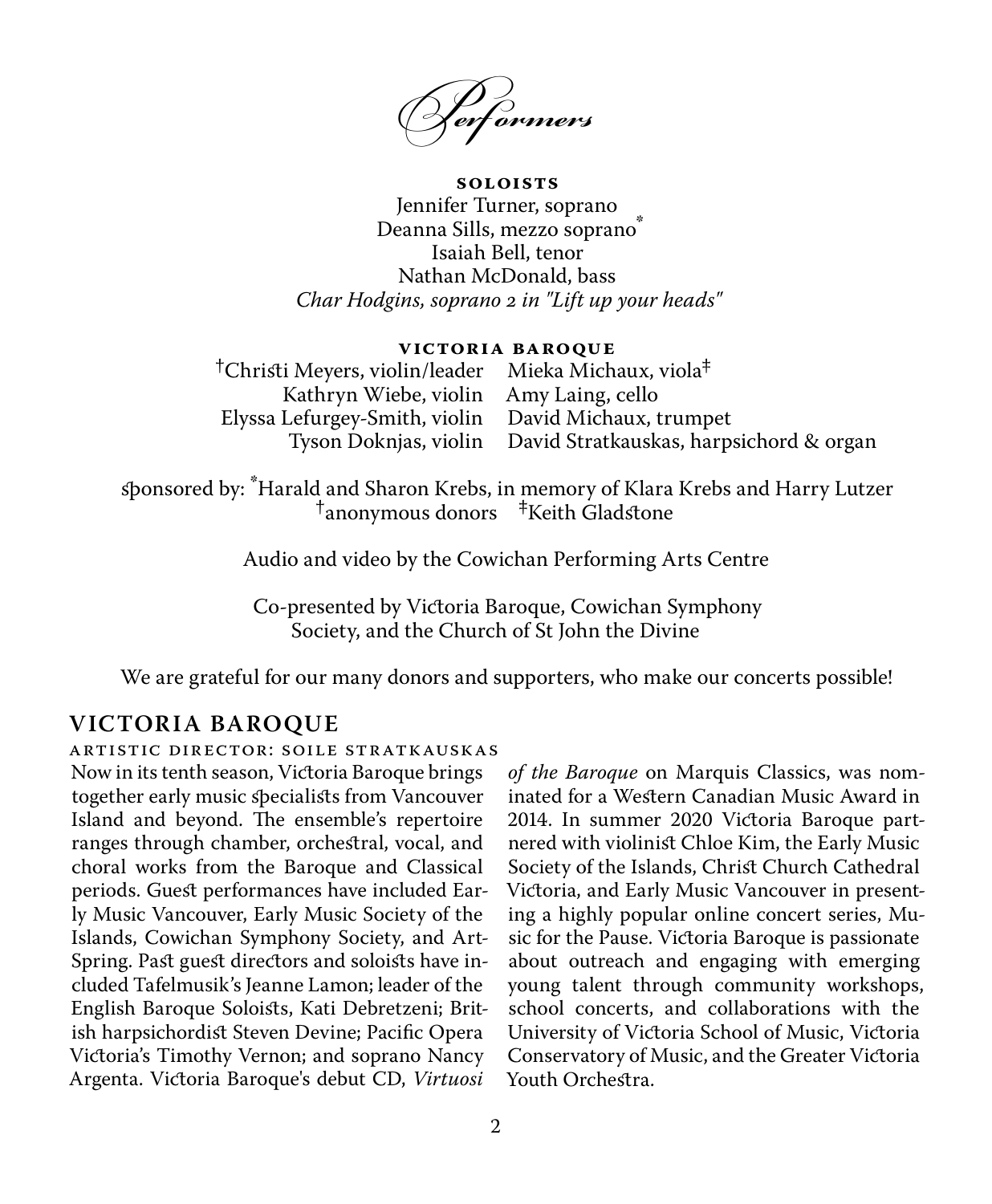# Performers

**SOLOISTS**

Jennifer Turner, soprano
Deanna Sills, mezzo soprano*
Isaiah Bell, tenor
Nathan McDonald, bass
*Char Hodgins, soprano 2 in "Lift up your heads"*

**VICTORIA BAROQUE**

†Christi Meyers, violin/leader
Kathryn Wiebe, violin
Elyssa Lefurgey-Smith, violin
Tyson Doknjas, violin
Mieka Michaux, viola‡
Amy Laing, cello
David Michaux, trumpet
David Stratkauskas, harpsichord & organ

sponsored by: *Harald and Sharon Krebs, in memory of Klara Krebs and Harry Lutzer
†anonymous donors ‡Keith Gladstone

Audio and video by the Cowichan Performing Arts Centre

Co-presented by Victoria Baroque, Cowichan Symphony Society, and the Church of St John the Divine

We are grateful for our many donors and supporters, who make our concerts possible!

## VICTORIA BAROQUE

ARTISTIC DIRECTOR: SOILE STRATKAUSKAS

Now in its tenth season, Victoria Baroque brings together early music specialists from Vancouver Island and beyond. The ensemble's repertoire ranges through chamber, orchestral, vocal, and choral works from the Baroque and Classical periods. Guest performances have included Early Music Vancouver, Early Music Society of the Islands, Cowichan Symphony Society, and ArtSpring. Past guest directors and soloists have included Tafelmusik's Jeanne Lamon; leader of the English Baroque Soloists, Kati Debretzeni; British harpsichordist Steven Devine; Pacific Opera Victoria's Timothy Vernon; and soprano Nancy Argenta. Victoria Baroque's debut CD, *Virtuosi of the Baroque* on Marquis Classics, was nominated for a Western Canadian Music Award in 2014. In summer 2020 Victoria Baroque partnered with violinist Chloe Kim, the Early Music Society of the Islands, Christ Church Cathedral Victoria, and Early Music Vancouver in presenting a highly popular online concert series, Music for the Pause. Victoria Baroque is passionate about outreach and engaging with emerging young talent through community workshops, school concerts, and collaborations with the University of Victoria School of Music, Victoria Conservatory of Music, and the Greater Victoria Youth Orchestra.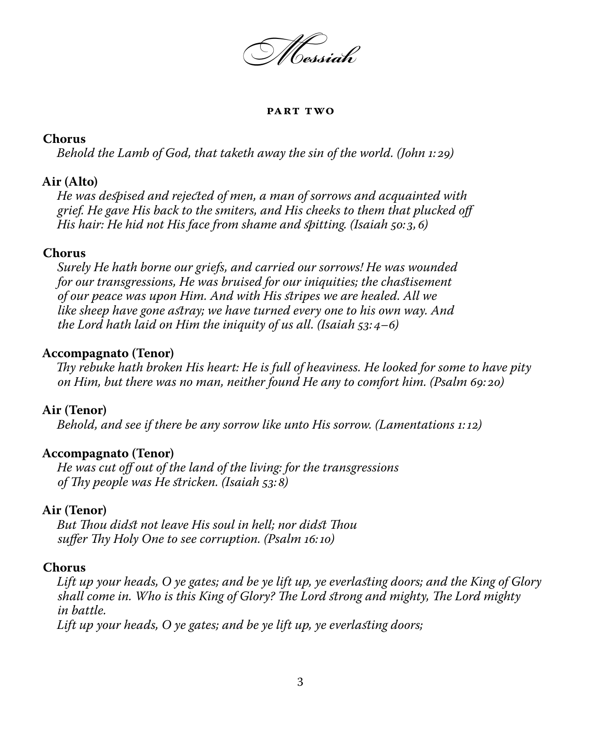# Messiah

## PART TWO

**Chorus**

*Behold the Lamb of God, that taketh away the sin of the world. (John 1:29)*

**Air (Alto)**

*He was despised and rejected of men, a man of sorrows and acquainted with grief. He gave His back to the smiters, and His cheeks to them that plucked off His hair: He hid not His face from shame and spitting. (Isaiah 50:3, 6)*

**Chorus**

*Surely He hath borne our griefs, and carried our sorrows! He was wounded for our transgressions, He was bruised for our iniquities; the chastisement of our peace was upon Him. And with His stripes we are healed. All we like sheep have gone astray; we have turned every one to his own way. And the Lord hath laid on Him the iniquity of us all. (Isaiah 53:4–6)*

**Accompagnato (Tenor)**

*Thy rebuke hath broken His heart: He is full of heaviness. He looked for some to have pity on Him, but there was no man, neither found He any to comfort him. (Psalm 69:20)*

**Air (Tenor)**

*Behold, and see if there be any sorrow like unto His sorrow. (Lamentations 1:12)*

**Accompagnato (Tenor)**

*He was cut off out of the land of the living: for the transgressions of Thy people was He stricken. (Isaiah 53:8)*

**Air (Tenor)**

*But Thou didst not leave His soul in hell; nor didst Thou suffer Thy Holy One to see corruption. (Psalm 16:10)*

**Chorus**

*Lift up your heads, O ye gates; and be ye lift up, ye everlasting doors; and the King of Glory shall come in. Who is this King of Glory? The Lord strong and mighty, The Lord mighty in battle.*
*Lift up your heads, O ye gates; and be ye lift up, ye everlasting doors;*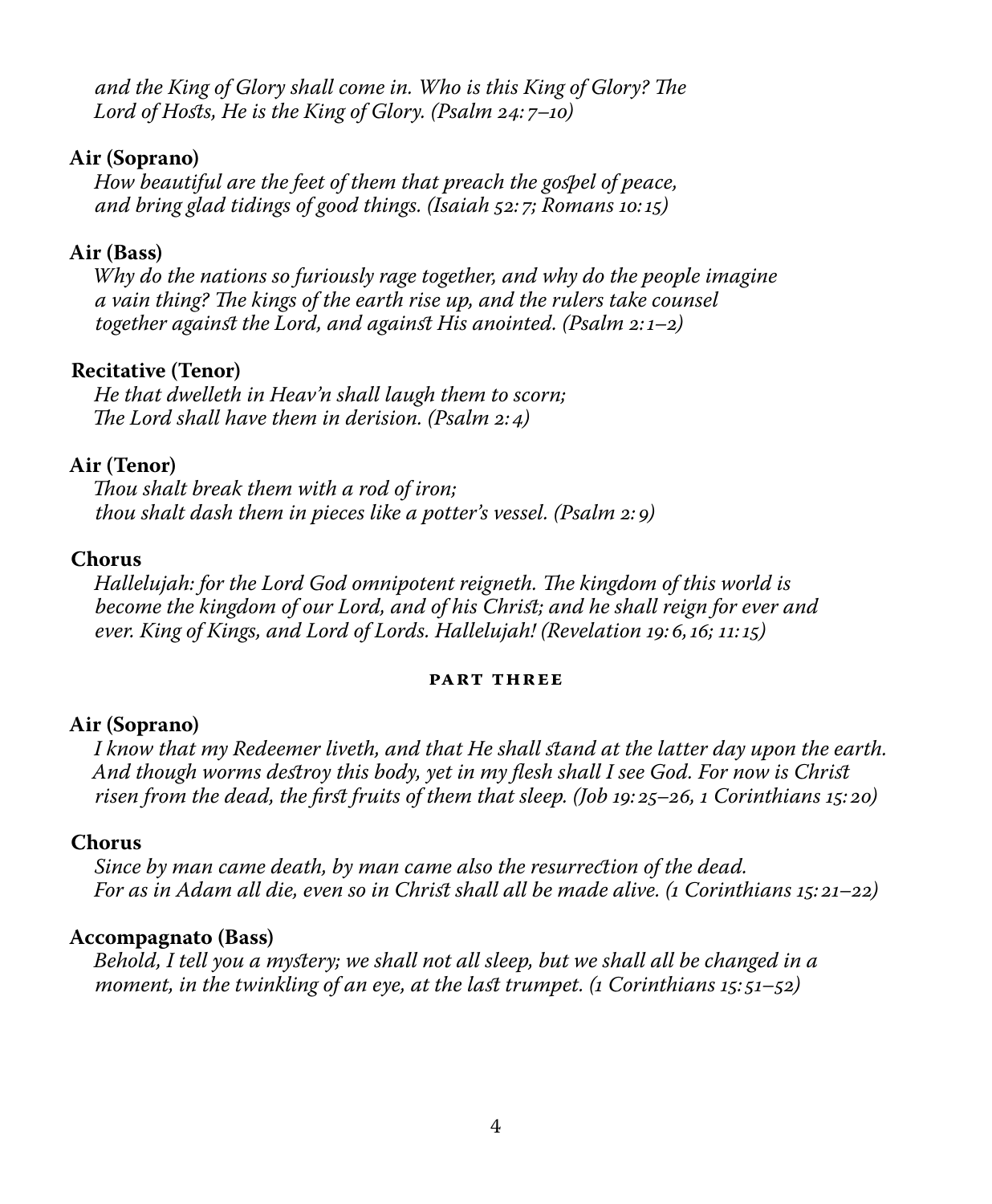*and the King of Glory shall come in. Who is this King of Glory? The Lord of Hosts, He is the King of Glory. (Psalm 24: 7–10)*

**Air (Soprano)**

*How beautiful are the feet of them that preach the gospel of peace, and bring glad tidings of good things. (Isaiah 52: 7; Romans 10: 15)*

**Air (Bass)**

*Why do the nations so furiously rage together, and why do the people imagine a vain thing? The kings of the earth rise up, and the rulers take counsel together against the Lord, and against His anointed. (Psalm 2: 1–2)*

**Recitative (Tenor)**

*He that dwelleth in Heav'n shall laugh them to scorn;*
*The Lord shall have them in derision. (Psalm 2: 4)*

**Air (Tenor)**

*Thou shalt break them with a rod of iron;*
*thou shalt dash them in pieces like a potter's vessel. (Psalm 2: 9)*

**Chorus**

*Hallelujah: for the Lord God omnipotent reigneth. The kingdom of this world is become the kingdom of our Lord, and of his Christ; and he shall reign for ever and ever. King of Kings, and Lord of Lords. Hallelujah! (Revelation 19: 6, 16; 11: 15)*

## PART THREE

**Air (Soprano)**

*I know that my Redeemer liveth, and that He shall stand at the latter day upon the earth. And though worms destroy this body, yet in my flesh shall I see God. For now is Christ risen from the dead, the first fruits of them that sleep. (Job 19: 25–26, 1 Corinthians 15: 20)*

**Chorus**

*Since by man came death, by man came also the resurrection of the dead.*
*For as in Adam all die, even so in Christ shall all be made alive. (1 Corinthians 15: 21–22)*

**Accompagnato (Bass)**

*Behold, I tell you a mystery; we shall not all sleep, but we shall all be changed in a moment, in the twinkling of an eye, at the last trumpet. (1 Corinthians 15: 51–52)*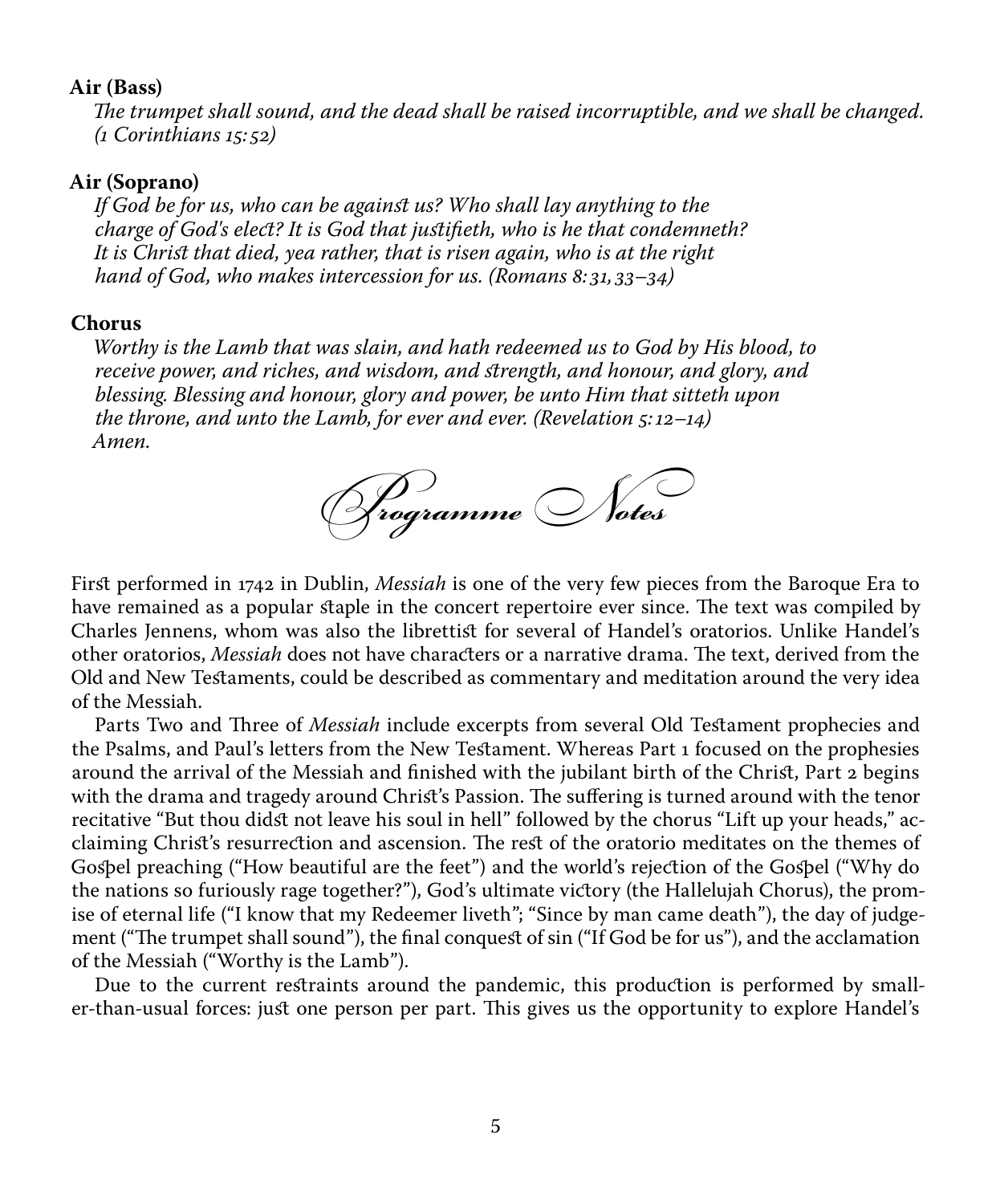**Air (Bass)**

*The trumpet shall sound, and the dead shall be raised incorruptible, and we shall be changed. (1 Corinthians 15:52)*

**Air (Soprano)**

*If God be for us, who can be against us? Who shall lay anything to the charge of God's elect? It is God that justifieth, who is he that condemneth? It is Christ that died, yea rather, that is risen again, who is at the right hand of God, who makes intercession for us. (Romans 8:31, 33–34)*

**Chorus**

*Worthy is the Lamb that was slain, and hath redeemed us to God by His blood, to receive power, and riches, and wisdom, and strength, and honour, and glory, and blessing. Blessing and honour, glory and power, be unto Him that sitteth upon the throne, and unto the Lamb, for ever and ever. (Revelation 5:12–14)*
*Amen.*

## Programme Notes

First performed in 1742 in Dublin, *Messiah* is one of the very few pieces from the Baroque Era to have remained as a popular staple in the concert repertoire ever since. The text was compiled by Charles Jennens, whom was also the librettist for several of Handel's oratorios. Unlike Handel's other oratorios, *Messiah* does not have characters or a narrative drama. The text, derived from the Old and New Testaments, could be described as commentary and meditation around the very idea of the Messiah.

Parts Two and Three of *Messiah* include excerpts from several Old Testament prophecies and the Psalms, and Paul's letters from the New Testament. Whereas Part 1 focused on the prophesies around the arrival of the Messiah and finished with the jubilant birth of the Christ, Part 2 begins with the drama and tragedy around Christ's Passion. The suffering is turned around with the tenor recitative "But thou didst not leave his soul in hell" followed by the chorus "Lift up your heads," acclaiming Christ's resurrection and ascension. The rest of the oratorio meditates on the themes of Gospel preaching ("How beautiful are the feet") and the world's rejection of the Gospel ("Why do the nations so furiously rage together?"), God's ultimate victory (the Hallelujah Chorus), the promise of eternal life ("I know that my Redeemer liveth"; "Since by man came death"), the day of judgement ("The trumpet shall sound"), the final conquest of sin ("If God be for us"), and the acclamation of the Messiah ("Worthy is the Lamb").

Due to the current restraints around the pandemic, this production is performed by smaller-than-usual forces: just one person per part. This gives us the opportunity to explore Handel's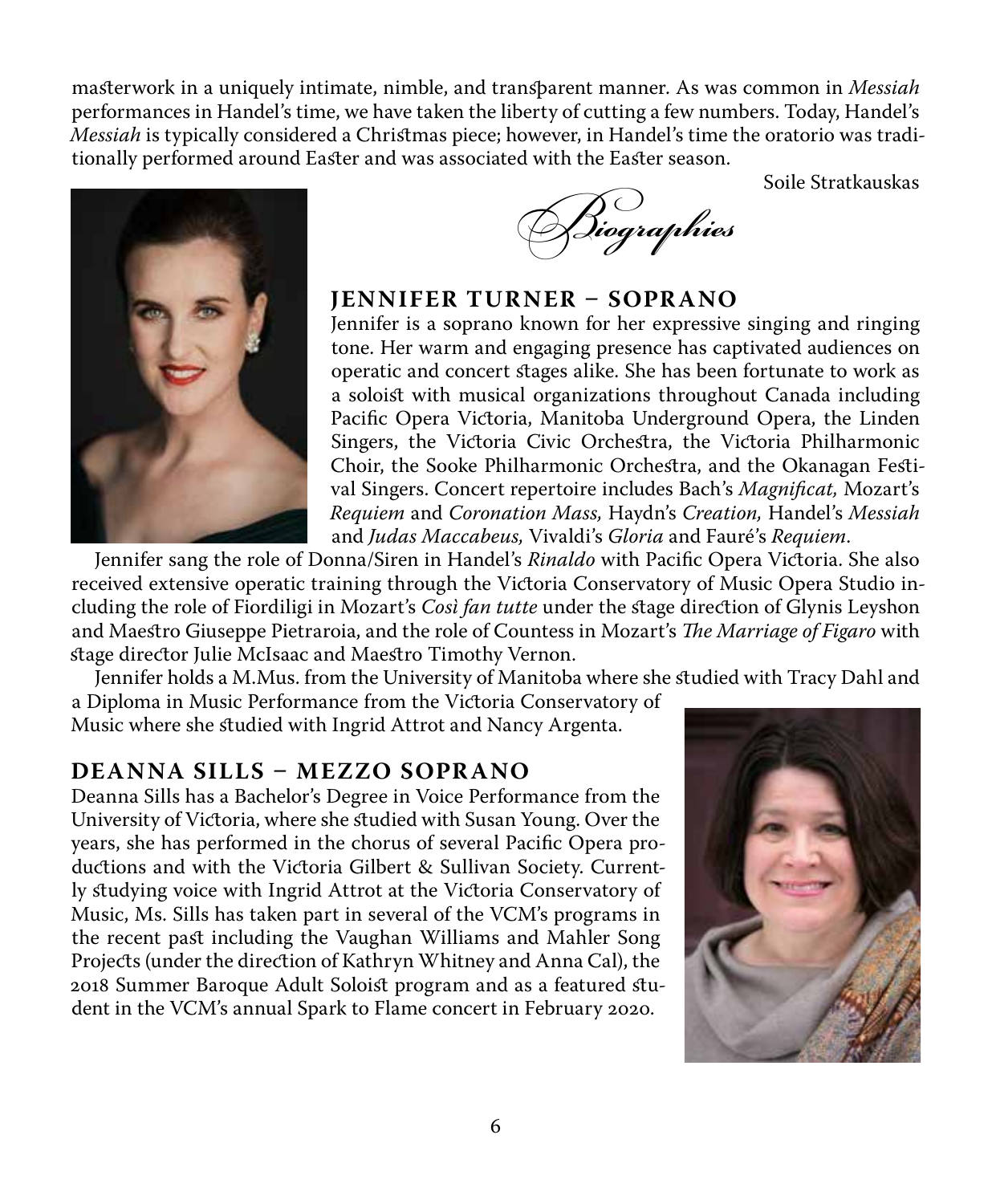masterwork in a uniquely intimate, nimble, and transparent manner. As was common in *Messiah* performances in Handel's time, we have taken the liberty of cutting a few numbers. Today, Handel's *Messiah* is typically considered a Christmas piece; however, in Handel's time the oratorio was traditionally performed around Easter and was associated with the Easter season.

Soile Stratkauskas

# Biographies

## JENNIFER TURNER – SOPRANO

Jennifer is a soprano known for her expressive singing and ringing tone. Her warm and engaging presence has captivated audiences on operatic and concert stages alike. She has been fortunate to work as a soloist with musical organizations throughout Canada including Pacific Opera Victoria, Manitoba Underground Opera, the Linden Singers, the Victoria Civic Orchestra, the Victoria Philharmonic Choir, the Sooke Philharmonic Orchestra, and the Okanagan Festival Singers. Concert repertoire includes Bach's *Magnificat,* Mozart's *Requiem* and *Coronation Mass,* Haydn's *Creation,* Handel's *Messiah* and *Judas Maccabeus,* Vivaldi's *Gloria* and Fauré's *Requiem.*

Jennifer sang the role of Donna/Siren in Handel's *Rinaldo* with Pacific Opera Victoria. She also received extensive operatic training through the Victoria Conservatory of Music Opera Studio including the role of Fiordiligi in Mozart's *Così fan tutte* under the stage direction of Glynis Leyshon and Maestro Giuseppe Pietraroia, and the role of Countess in Mozart's *The Marriage of Figaro* with stage director Julie McIsaac and Maestro Timothy Vernon.

Jennifer holds a M.Mus. from the University of Manitoba where she studied with Tracy Dahl and a Diploma in Music Performance from the Victoria Conservatory of Music where she studied with Ingrid Attrot and Nancy Argenta.

## DEANNA SILLS – MEZZO SOPRANO

Deanna Sills has a Bachelor's Degree in Voice Performance from the University of Victoria, where she studied with Susan Young. Over the years, she has performed in the chorus of several Pacific Opera productions and with the Victoria Gilbert & Sullivan Society. Currently studying voice with Ingrid Attrot at the Victoria Conservatory of Music, Ms. Sills has taken part in several of the VCM's programs in the recent past including the Vaughan Williams and Mahler Song Projects (under the direction of Kathryn Whitney and Anna Cal), the 2018 Summer Baroque Adult Soloist program and as a featured student in the VCM's annual Spark to Flame concert in February 2020.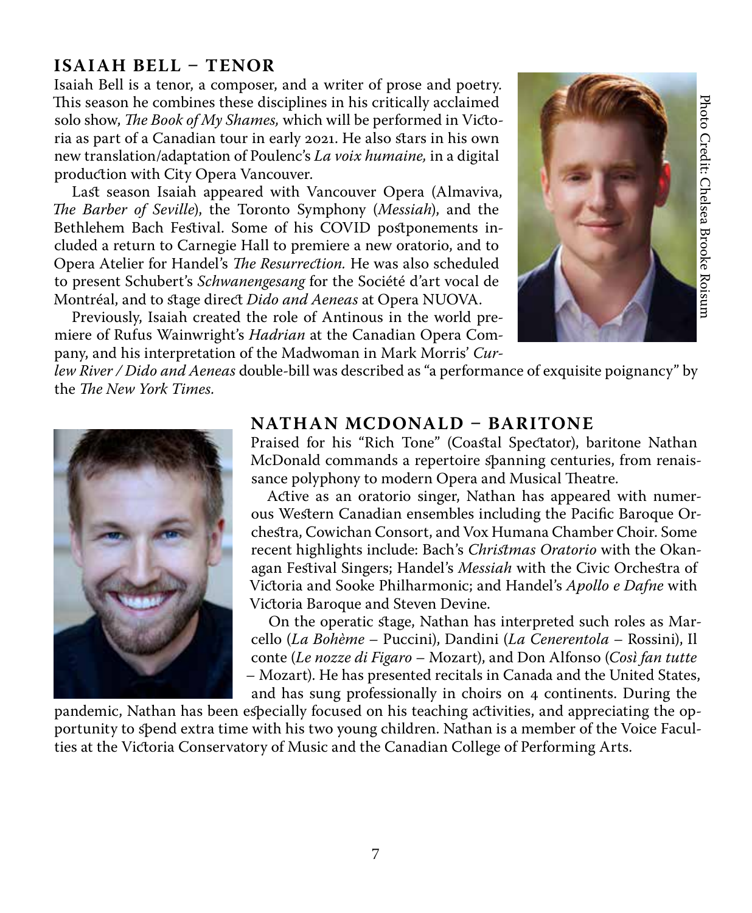## ISAIAH BELL – TENOR

Isaiah Bell is a tenor, a composer, and a writer of prose and poetry. This season he combines these disciplines in his critically acclaimed solo show, *The Book of My Shames,* which will be performed in Victoria as part of a Canadian tour in early 2021. He also stars in his own new translation/adaptation of Poulenc's *La voix humaine,* in a digital production with City Opera Vancouver.

Last season Isaiah appeared with Vancouver Opera (Almaviva, *The Barber of Seville*), the Toronto Symphony (*Messiah*), and the Bethlehem Bach Festival. Some of his COVID postponements included a return to Carnegie Hall to premiere a new oratorio, and to Opera Atelier for Handel's *The Resurrection.* He was also scheduled to present Schubert's *Schwanengesang* for the Société d'art vocal de Montréal, and to stage direct *Dido and Aeneas* at Opera NUOVA.

Previously, Isaiah created the role of Antinous in the world premiere of Rufus Wainwright's *Hadrian* at the Canadian Opera Company, and his interpretation of the Madwoman in Mark Morris' *Curlew River / Dido and Aeneas* double-bill was described as "a performance of exquisite poignancy" by the *The New York Times.*

Photo Credit: Chelsea Brooke Roisum

## NATHAN MCDONALD – BARITONE

Praised for his "Rich Tone" (Coastal Spectator), baritone Nathan McDonald commands a repertoire spanning centuries, from renaissance polyphony to modern Opera and Musical Theatre.

Active as an oratorio singer, Nathan has appeared with numerous Western Canadian ensembles including the Pacific Baroque Orchestra, Cowichan Consort, and Vox Humana Chamber Choir. Some recent highlights include: Bach's *Christmas Oratorio* with the Okanagan Festival Singers; Handel's *Messiah* with the Civic Orchestra of Victoria and Sooke Philharmonic; and Handel's *Apollo e Dafne* with Victoria Baroque and Steven Devine.

On the operatic stage, Nathan has interpreted such roles as Marcello (*La Bohème* – Puccini), Dandini (*La Cenerentola* – Rossini), Il conte (*Le nozze di Figaro* – Mozart), and Don Alfonso (*Così fan tutte* – Mozart). He has presented recitals in Canada and the United States, and has sung professionally in choirs on 4 continents. During the pandemic, Nathan has been especially focused on his teaching activities, and appreciating the opportunity to spend extra time with his two young children. Nathan is a member of the Voice Faculties at the Victoria Conservatory of Music and the Canadian College of Performing Arts.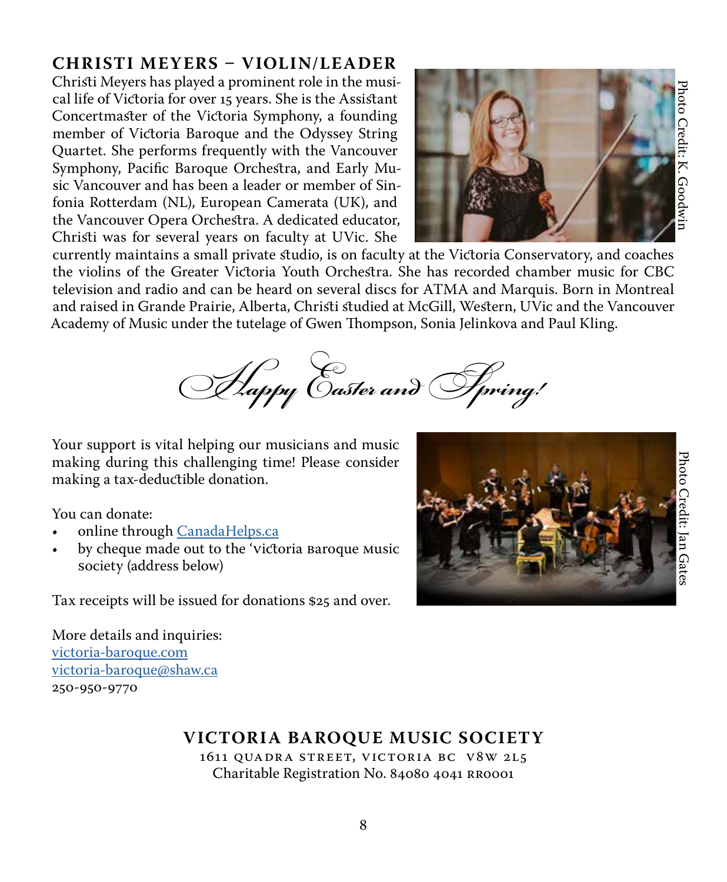## CHRISTI MEYERS – VIOLIN/LEADER

Christi Meyers has played a prominent role in the musical life of Victoria for over 15 years. She is the Assistant Concertmaster of the Victoria Symphony, a founding member of Victoria Baroque and the Odyssey String Quartet. She performs frequently with the Vancouver Symphony, Pacific Baroque Orchestra, and Early Music Vancouver and has been a leader or member of Sinfonia Rotterdam (NL), European Camerata (UK), and the Vancouver Opera Orchestra. A dedicated educator, Christi was for several years on faculty at UVic. She currently maintains a small private studio, is on faculty at the Victoria Conservatory, and coaches the violins of the Greater Victoria Youth Orchestra. She has recorded chamber music for CBC television and radio and can be heard on several discs for ATMA and Marquis. Born in Montreal and raised in Grande Prairie, Alberta, Christi studied at McGill, Western, UVic and the Vancouver Academy of Music under the tutelage of Gwen Thompson, Sonia Jelinkova and Paul Kling.

Photo Credit: K. Goodwin

*Happy Easter and Spring!*

Your support is vital helping our musicians and music making during this challenging time! Please consider making a tax-deductible donation.

You can donate:

- online through [CanadaHelps.ca](CanadaHelps.ca)
- by cheque made out to the 'Victoria Baroque Music Society (address below)

Tax receipts will be issued for donations $25 and over.

More details and inquiries:
[victoria-baroque.com](victoria-baroque.com)
[victoria-baroque@shaw.ca](mailto:victoria-baroque@shaw.ca)
250-950-9770

Photo Credit: Jan Gates

**VICTORIA BAROQUE MUSIC SOCIETY**
1611 QUADRA STREET, VICTORIA BC V8W 2L5
Charitable Registration No. 84080 4041 RR0001